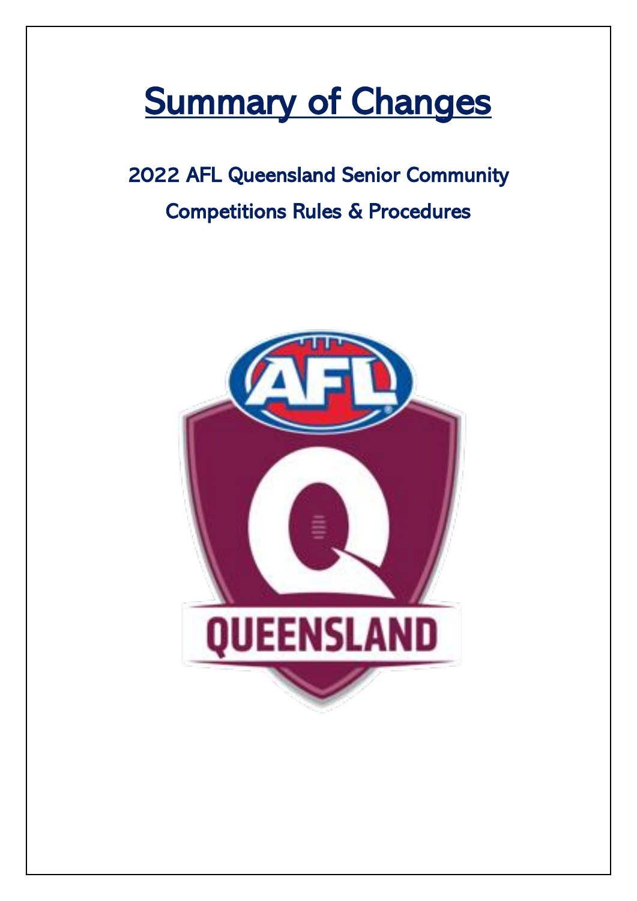# Summary of Changes

## 2022 AFL Queensland Senior Community Competitions Rules & Procedures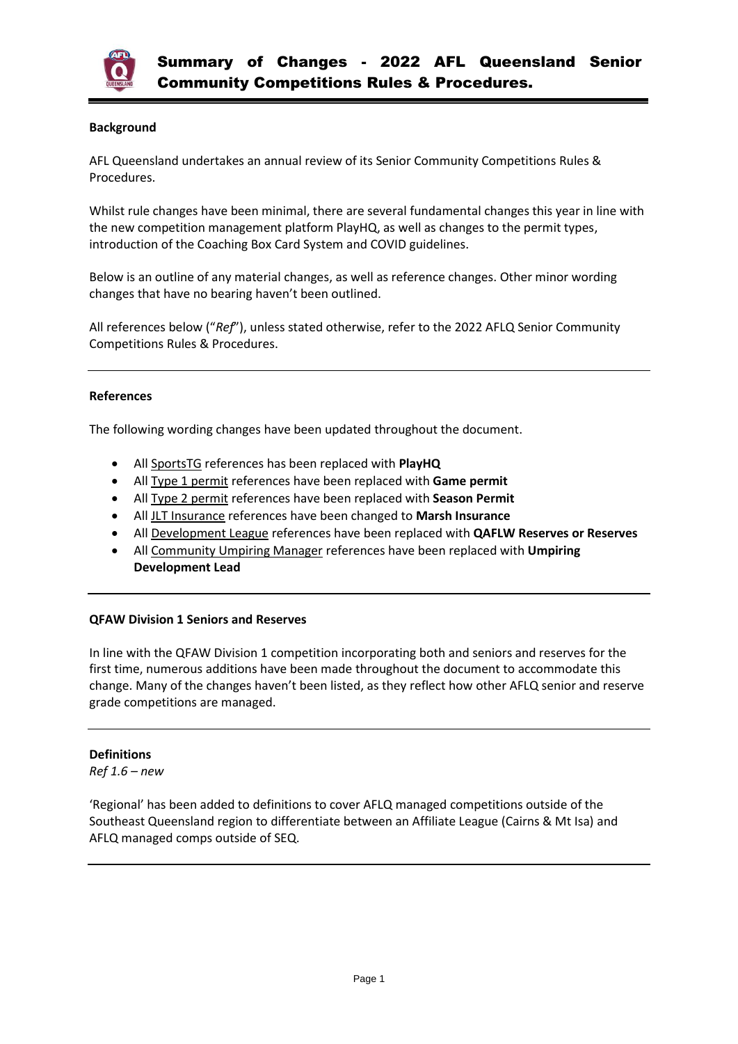# Summary of Changes - 2022 AFL Queensland Senior Community Competitions Rules & Procedures.

**Background**

AFL Queensland undertakes an annual review of its Senior Community Competitions Rules & Procedures.

Whilst rule changes have been minimal, there are several fundamental changes this year in line with the new competition management platform PlayHQ, as well as changes to the permit types, introduction of the Coaching Box Card System and COVID guidelines.

Below is an outline of any material changes, as well as reference changes. Other minor wording changes that have no bearing haven't been outlined.

All references below ("*Ref*"), unless stated otherwise, refer to the 2022 AFLQ Senior Community Competitions Rules & Procedures.

---

**References**

The following wording changes have been updated throughout the document.

- All SportsTG references has been replaced with **PlayHQ**
- All Type 1 permit references have been replaced with **Game permit**
- All Type 2 permit references have been replaced with **Season Permit**
- All JLT Insurance references have been changed to **Marsh Insurance**
- All Development League references have been replaced with **QAFLW Reserves or Reserves**
- All Community Umpiring Manager references have been replaced with **Umpiring Development Lead**

---

**QFAW Division 1 Seniors and Reserves**

In line with the QFAW Division 1 competition incorporating both and seniors and reserves for the first time, numerous additions have been made throughout the document to accommodate this change. Many of the changes haven't been listed, as they reflect how other AFLQ senior and reserve grade competitions are managed.

---

**Definitions**
*Ref 1.6 – new*

'Regional' has been added to definitions to cover AFLQ managed competitions outside of the Southeast Queensland region to differentiate between an Affiliate League (Cairns & Mt Isa) and AFLQ managed comps outside of SEQ.

---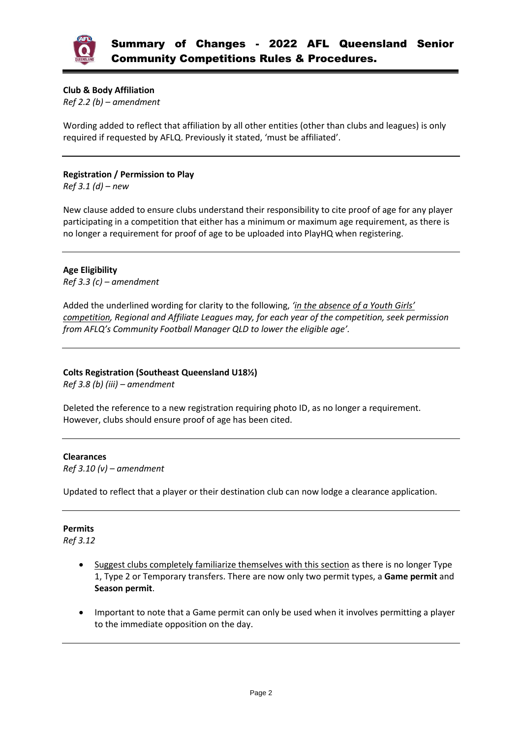**Club & Body Affiliation**

*Ref 2.2 (b) – amendment*

Wording added to reflect that affiliation by all other entities (other than clubs and leagues) is only required if requested by AFLQ. Previously it stated, 'must be affiliated'.

---

**Registration / Permission to Play**

*Ref 3.1 (d) – new*

New clause added to ensure clubs understand their responsibility to cite proof of age for any player participating in a competition that either has a minimum or maximum age requirement, as there is no longer a requirement for proof of age to be uploaded into PlayHQ when registering.

---

**Age Eligibility**

*Ref 3.3 (c) – amendment*

Added the underlined wording for clarity to the following, *'<u>in the absence of a Youth Girls' competition</u>, Regional and Affiliate Leagues may, for each year of the competition, seek permission from AFLQ's Community Football Manager QLD to lower the eligible age'.*

---

**Colts Registration (Southeast Queensland U18½)**

*Ref 3.8 (b) (iii) – amendment*

Deleted the reference to a new registration requiring photo ID, as no longer a requirement. However, clubs should ensure proof of age has been cited.

---

**Clearances**

*Ref 3.10 (v) – amendment*

Updated to reflect that a player or their destination club can now lodge a clearance application.

---

**Permits**

*Ref 3.12*

- <u>Suggest clubs completely familiarize themselves with this section</u> as there is no longer Type 1, Type 2 or Temporary transfers. There are now only two permit types, a **Game permit** and **Season permit**.
- Important to note that a Game permit can only be used when it involves permitting a player to the immediate opposition on the day.

---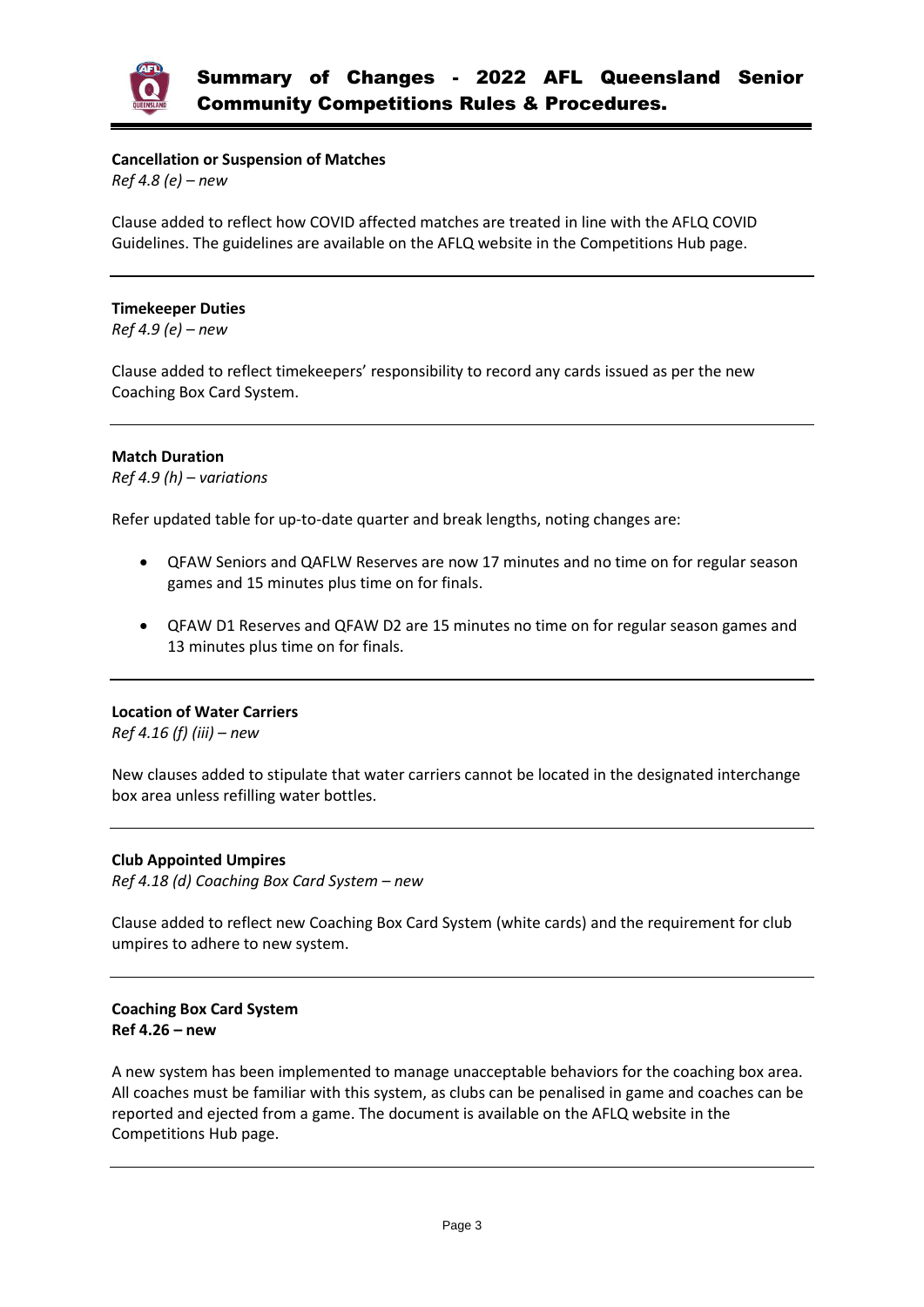**Cancellation or Suspension of Matches**

*Ref 4.8 (e) – new*

Clause added to reflect how COVID affected matches are treated in line with the AFLQ COVID Guidelines. The guidelines are available on the AFLQ website in the Competitions Hub page.

---

**Timekeeper Duties**

*Ref 4.9 (e) – new*

Clause added to reflect timekeepers' responsibility to record any cards issued as per the new Coaching Box Card System.

---

**Match Duration**

*Ref 4.9 (h) – variations*

Refer updated table for up-to-date quarter and break lengths, noting changes are:

- QFAW Seniors and QAFLW Reserves are now 17 minutes and no time on for regular season games and 15 minutes plus time on for finals.
- QFAW D1 Reserves and QFAW D2 are 15 minutes no time on for regular season games and 13 minutes plus time on for finals.

---

**Location of Water Carriers**

*Ref 4.16 (f) (iii) – new*

New clauses added to stipulate that water carriers cannot be located in the designated interchange box area unless refilling water bottles.

---

**Club Appointed Umpires**

*Ref 4.18 (d) Coaching Box Card System – new*

Clause added to reflect new Coaching Box Card System (white cards) and the requirement for club umpires to adhere to new system.

---

**Coaching Box Card System**

**Ref 4.26 – new**

A new system has been implemented to manage unacceptable behaviors for the coaching box area. All coaches must be familiar with this system, as clubs can be penalised in game and coaches can be reported and ejected from a game. The document is available on the AFLQ website in the Competitions Hub page.

---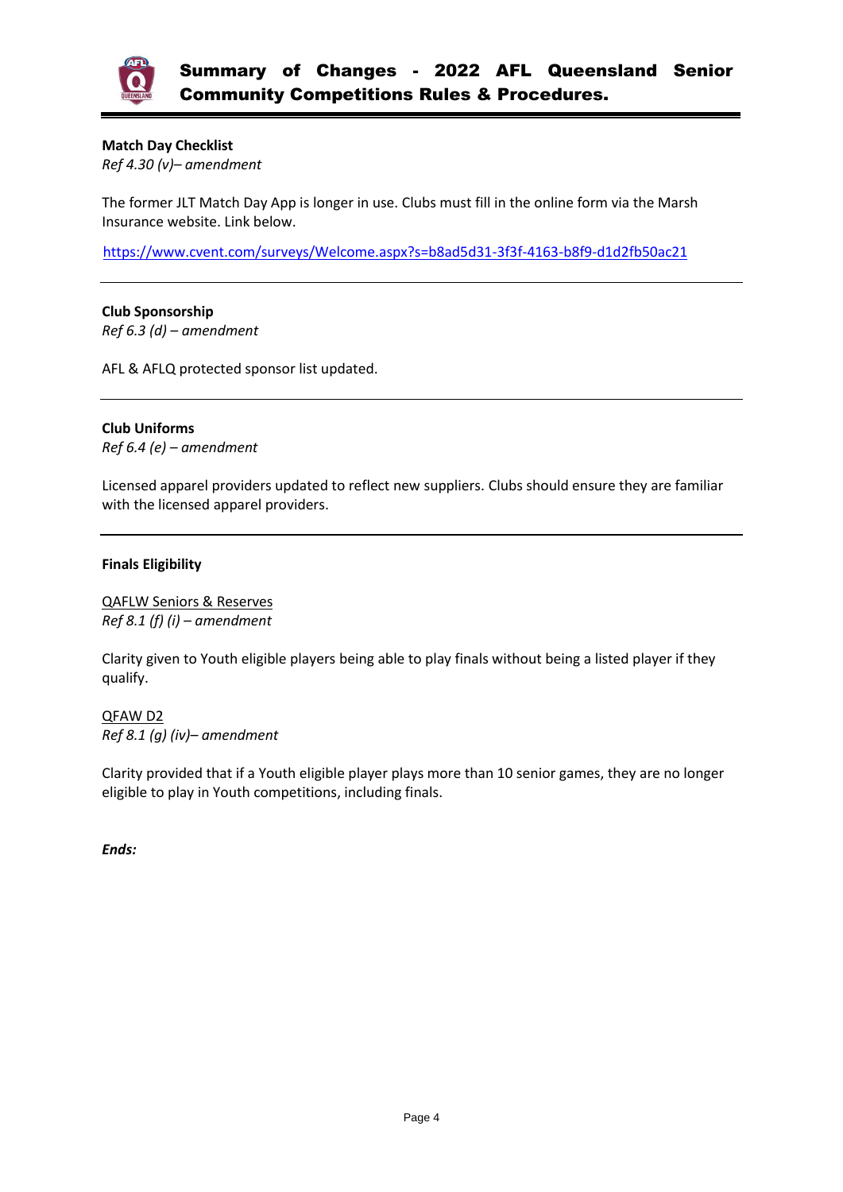**Match Day Checklist**
*Ref 4.30 (v)– amendment*

The former JLT Match Day App is longer in use. Clubs must fill in the online form via the Marsh Insurance website. Link below.

https://www.cvent.com/surveys/Welcome.aspx?s=b8ad5d31-3f3f-4163-b8f9-d1d2fb50ac21

---

**Club Sponsorship**
*Ref 6.3 (d) – amendment*

AFL & AFLQ protected sponsor list updated.

---

**Club Uniforms**
*Ref 6.4 (e) – amendment*

Licensed apparel providers updated to reflect new suppliers. Clubs should ensure they are familiar with the licensed apparel providers.

---

**Finals Eligibility**

QAFLW Seniors & Reserves
*Ref 8.1 (f) (i) – amendment*

Clarity given to Youth eligible players being able to play finals without being a listed player if they qualify.

QFAW D2
*Ref 8.1 (g) (iv)– amendment*

Clarity provided that if a Youth eligible player plays more than 10 senior games, they are no longer eligible to play in Youth competitions, including finals.

***Ends:***